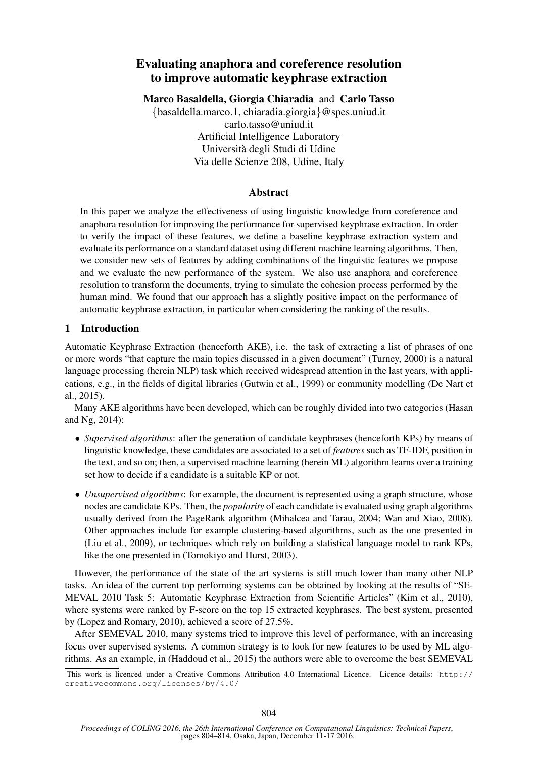# Evaluating anaphora and coreference resolution to improve automatic keyphrase extraction

**Marco Basaldella, Giorgia Chiaradia** and **Carlo Tasso**
{basaldella.marco.1, chiaradia.giorgia}@spes.uniud.it
carlo.tasso@uniud.it
Artificial Intelligence Laboratory
Università degli Studi di Udine
Via delle Scienze 208, Udine, Italy

## Abstract

In this paper we analyze the effectiveness of using linguistic knowledge from coreference and anaphora resolution for improving the performance for supervised keyphrase extraction. In order to verify the impact of these features, we define a baseline keyphrase extraction system and evaluate its performance on a standard dataset using different machine learning algorithms. Then, we consider new sets of features by adding combinations of the linguistic features we propose and we evaluate the new performance of the system. We also use anaphora and coreference resolution to transform the documents, trying to simulate the cohesion process performed by the human mind. We found that our approach has a slightly positive impact on the performance of automatic keyphrase extraction, in particular when considering the ranking of the results.

## 1 Introduction

Automatic Keyphrase Extraction (henceforth AKE), i.e. the task of extracting a list of phrases of one or more words "that capture the main topics discussed in a given document" (Turney, 2000) is a natural language processing (herein NLP) task which received widespread attention in the last years, with applications, e.g., in the fields of digital libraries (Gutwin et al., 1999) or community modelling (De Nart et al., 2015).

Many AKE algorithms have been developed, which can be roughly divided into two categories (Hasan and Ng, 2014):

- *Supervised algorithms*: after the generation of candidate keyphrases (henceforth KPs) by means of linguistic knowledge, these candidates are associated to a set of *features* such as TF-IDF, position in the text, and so on; then, a supervised machine learning (herein ML) algorithm learns over a training set how to decide if a candidate is a suitable KP or not.
- *Unsupervised algorithms*: for example, the document is represented using a graph structure, whose nodes are candidate KPs. Then, the *popularity* of each candidate is evaluated using graph algorithms usually derived from the PageRank algorithm (Mihalcea and Tarau, 2004; Wan and Xiao, 2008). Other approaches include for example clustering-based algorithms, such as the one presented in (Liu et al., 2009), or techniques which rely on building a statistical language model to rank KPs, like the one presented in (Tomokiyo and Hurst, 2003).

However, the performance of the state of the art systems is still much lower than many other NLP tasks. An idea of the current top performing systems can be obtained by looking at the results of "SEMEVAL 2010 Task 5: Automatic Keyphrase Extraction from Scientific Articles" (Kim et al., 2010), where systems were ranked by F-score on the top 15 extracted keyphrases. The best system, presented by (Lopez and Romary, 2010), achieved a score of 27.5%.

After SEMEVAL 2010, many systems tried to improve this level of performance, with an increasing focus over supervised systems. A common strategy is to look for new features to be used by ML algorithms. As an example, in (Haddoud et al., 2015) the authors were able to overcome the best SEMEVAL

This work is licenced under a Creative Commons Attribution 4.0 International Licence. Licence details: http://creativecommons.org/licenses/by/4.0/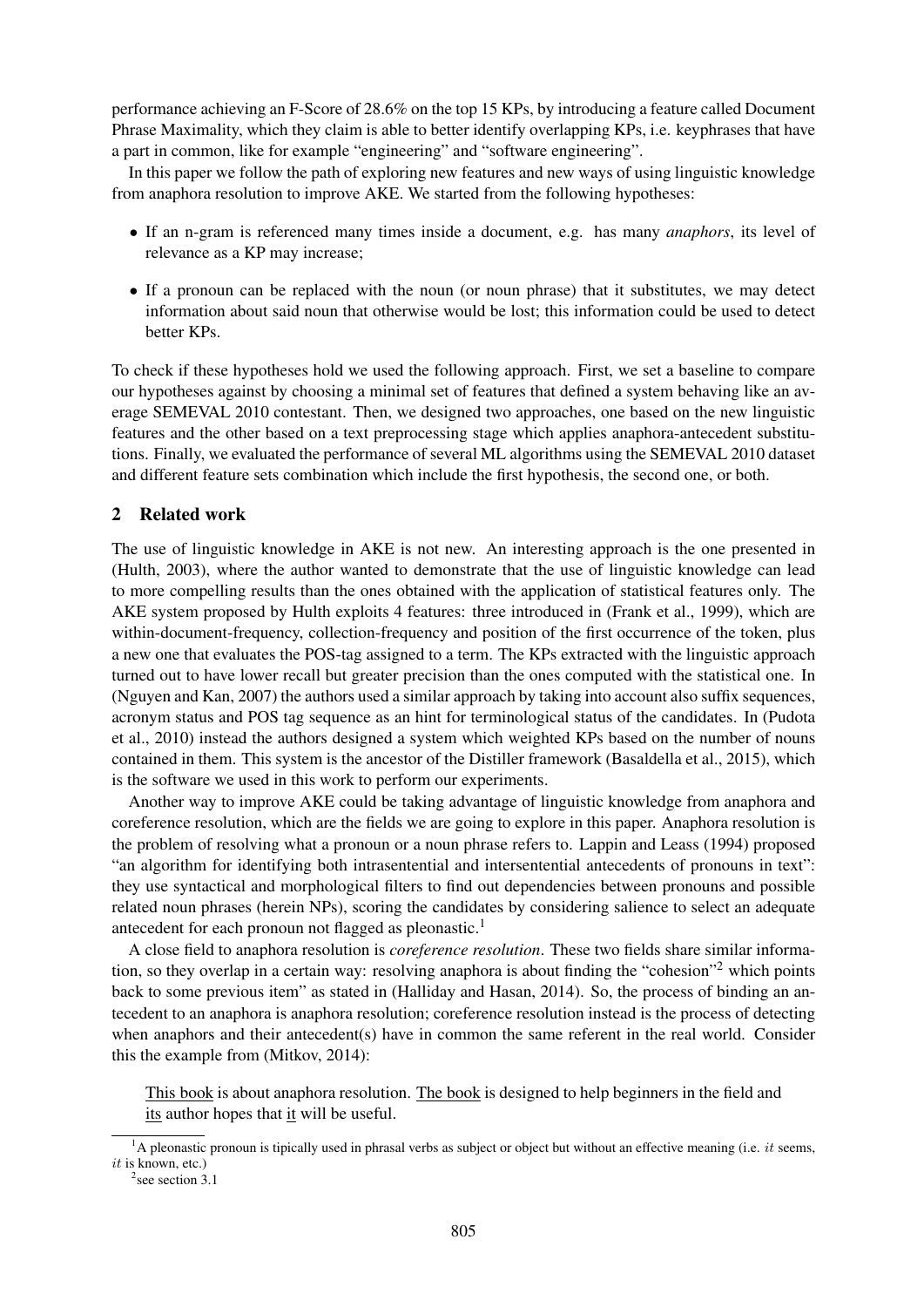performance achieving an F-Score of 28.6% on the top 15 KPs, by introducing a feature called Document Phrase Maximality, which they claim is able to better identify overlapping KPs, i.e. keyphrases that have a part in common, like for example "engineering" and "software engineering".

In this paper we follow the path of exploring new features and new ways of using linguistic knowledge from anaphora resolution to improve AKE. We started from the following hypotheses:

- If an n-gram is referenced many times inside a document, e.g. has many *anaphors*, its level of relevance as a KP may increase;
- If a pronoun can be replaced with the noun (or noun phrase) that it substitutes, we may detect information about said noun that otherwise would be lost; this information could be used to detect better KPs.

To check if these hypotheses hold we used the following approach. First, we set a baseline to compare our hypotheses against by choosing a minimal set of features that defined a system behaving like an average SEMEVAL 2010 contestant. Then, we designed two approaches, one based on the new linguistic features and the other based on a text preprocessing stage which applies anaphora-antecedent substitutions. Finally, we evaluated the performance of several ML algorithms using the SEMEVAL 2010 dataset and different feature sets combination which include the first hypothesis, the second one, or both.

## 2 Related work

The use of linguistic knowledge in AKE is not new. An interesting approach is the one presented in (Hulth, 2003), where the author wanted to demonstrate that the use of linguistic knowledge can lead to more compelling results than the ones obtained with the application of statistical features only. The AKE system proposed by Hulth exploits 4 features: three introduced in (Frank et al., 1999), which are within-document-frequency, collection-frequency and position of the first occurrence of the token, plus a new one that evaluates the POS-tag assigned to a term. The KPs extracted with the linguistic approach turned out to have lower recall but greater precision than the ones computed with the statistical one. In (Nguyen and Kan, 2007) the authors used a similar approach by taking into account also suffix sequences, acronym status and POS tag sequence as an hint for terminological status of the candidates. In (Pudota et al., 2010) instead the authors designed a system which weighted KPs based on the number of nouns contained in them. This system is the ancestor of the Distiller framework (Basaldella et al., 2015), which is the software we used in this work to perform our experiments.

Another way to improve AKE could be taking advantage of linguistic knowledge from anaphora and coreference resolution, which are the fields we are going to explore in this paper. Anaphora resolution is the problem of resolving what a pronoun or a noun phrase refers to. Lappin and Leass (1994) proposed "an algorithm for identifying both intrasentential and intersentential antecedents of pronouns in text": they use syntactical and morphological filters to find out dependencies between pronouns and possible related noun phrases (herein NPs), scoring the candidates by considering salience to select an adequate antecedent for each pronoun not flagged as pleonastic.[1]

A close field to anaphora resolution is *coreference resolution*. These two fields share similar information, so they overlap in a certain way: resolving anaphora is about finding the "cohesion"[2] which points back to some previous item" as stated in (Halliday and Hasan, 2014). So, the process of binding an antecedent to an anaphora is anaphora resolution; coreference resolution instead is the process of detecting when anaphors and their antecedent(s) have in common the same referent in the real world. Consider this the example from (Mitkov, 2014):

> <u>This book</u> is about anaphora resolution. <u>The book</u> is designed to help beginners in the field and <u>its</u> author hopes that <u>it</u> will be useful.

[1] A pleonastic pronoun is tipically used in phrasal verbs as subject or object but without an effective meaning (i.e. *it* seems, *it* is known, etc.)

[2] see section 3.1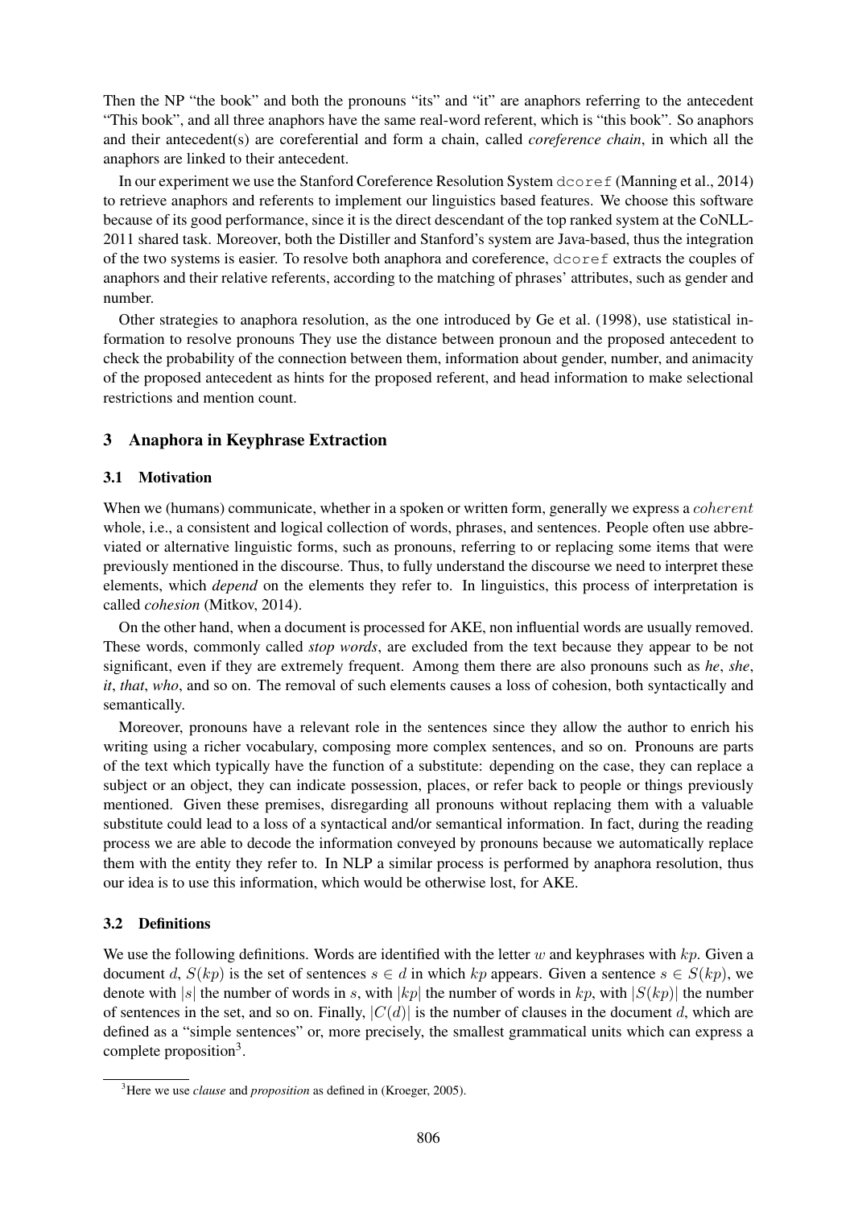Then the NP "the book" and both the pronouns "its" and "it" are anaphors referring to the antecedent "This book", and all three anaphors have the same real-word referent, which is "this book". So anaphors and their antecedent(s) are coreferential and form a chain, called *coreference chain*, in which all the anaphors are linked to their antecedent.

In our experiment we use the Stanford Coreference Resolution System `dcoref` (Manning et al., 2014) to retrieve anaphors and referents to implement our linguistics based features. We choose this software because of its good performance, since it is the direct descendant of the top ranked system at the CoNLL-2011 shared task. Moreover, both the Distiller and Stanford's system are Java-based, thus the integration of the two systems is easier. To resolve both anaphora and coreference, `dcoref` extracts the couples of anaphors and their relative referents, according to the matching of phrases' attributes, such as gender and number.

Other strategies to anaphora resolution, as the one introduced by Ge et al. (1998), use statistical information to resolve pronouns They use the distance between pronoun and the proposed antecedent to check the probability of the connection between them, information about gender, number, and animacity of the proposed antecedent as hints for the proposed referent, and head information to make selectional restrictions and mention count.

## 3 Anaphora in Keyphrase Extraction

### 3.1 Motivation

When we (humans) communicate, whether in a spoken or written form, generally we express a $coherent$ whole, i.e., a consistent and logical collection of words, phrases, and sentences. People often use abbreviated or alternative linguistic forms, such as pronouns, referring to or replacing some items that were previously mentioned in the discourse. Thus, to fully understand the discourse we need to interpret these elements, which *depend* on the elements they refer to. In linguistics, this process of interpretation is called *cohesion* (Mitkov, 2014).

On the other hand, when a document is processed for AKE, non influential words are usually removed. These words, commonly called *stop words*, are excluded from the text because they appear to be not significant, even if they are extremely frequent. Among them there are also pronouns such as *he*, *she*, *it*, *that*, *who*, and so on. The removal of such elements causes a loss of cohesion, both syntactically and semantically.

Moreover, pronouns have a relevant role in the sentences since they allow the author to enrich his writing using a richer vocabulary, composing more complex sentences, and so on. Pronouns are parts of the text which typically have the function of a substitute: depending on the case, they can replace a subject or an object, they can indicate possession, places, or refer back to people or things previously mentioned. Given these premises, disregarding all pronouns without replacing them with a valuable substitute could lead to a loss of a syntactical and/or semantical information. In fact, during the reading process we are able to decode the information conveyed by pronouns because we automatically replace them with the entity they refer to. In NLP a similar process is performed by anaphora resolution, thus our idea is to use this information, which would be otherwise lost, for AKE.

### 3.2 Definitions

We use the following definitions. Words are identified with the letter $w$ and keyphrases with $kp$. Given a document $d$, $S(kp)$ is the set of sentences $s \in d$ in which $kp$ appears. Given a sentence $s \in S(kp)$, we denote with $|s|$ the number of words in $s$, with $|kp|$ the number of words in $kp$, with $|S(kp)|$ the number of sentences in the set, and so on. Finally, $|C(d)|$ is the number of clauses in the document $d$, which are defined as a "simple sentences" or, more precisely, the smallest grammatical units which can express a complete proposition[3].

[3] Here we use *clause* and *proposition* as defined in (Kroeger, 2005).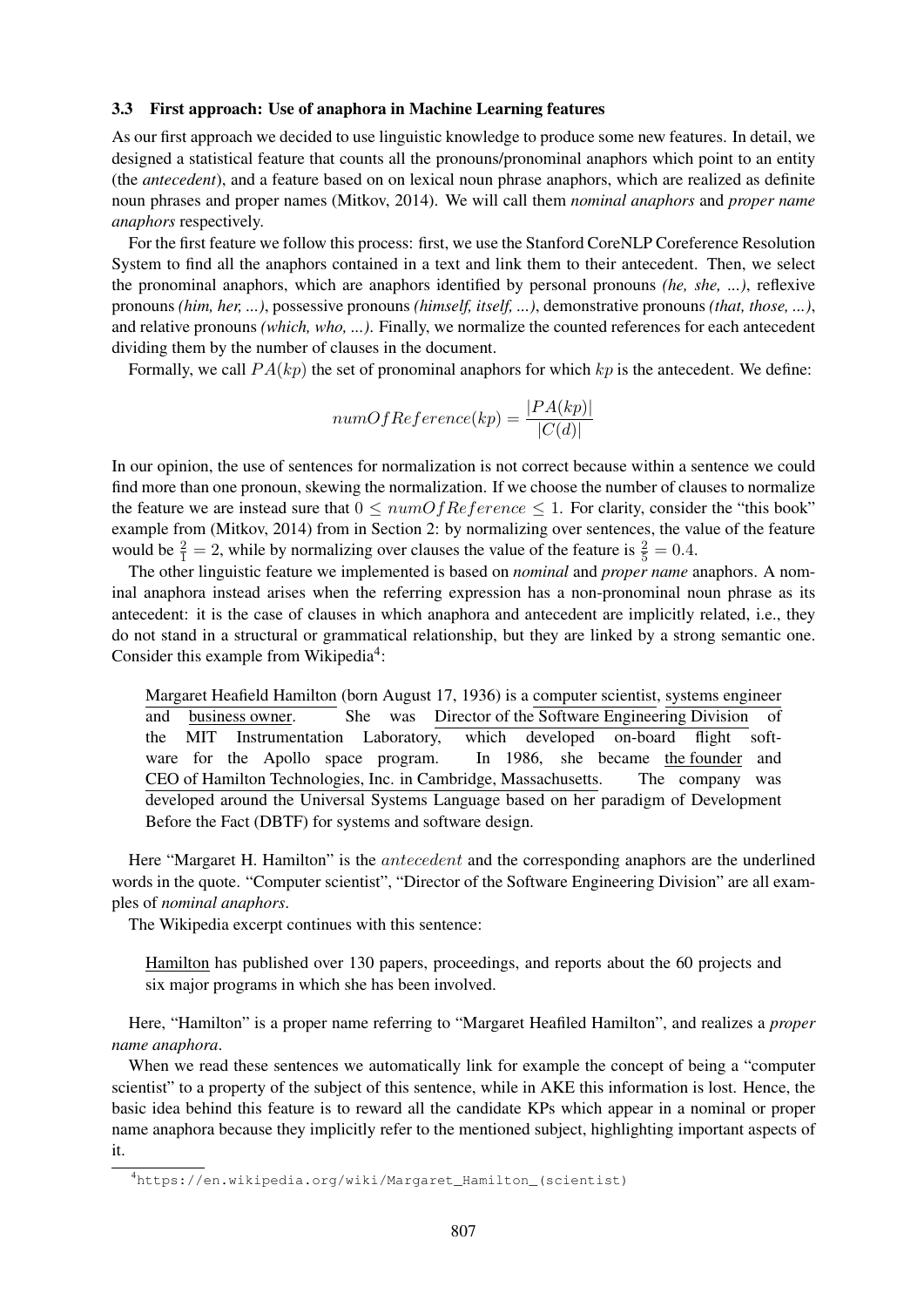### 3.3 First approach: Use of anaphora in Machine Learning features

As our first approach we decided to use linguistic knowledge to produce some new features. In detail, we designed a statistical feature that counts all the pronouns/pronominal anaphors which point to an entity (the *antecedent*), and a feature based on on lexical noun phrase anaphors, which are realized as definite noun phrases and proper names (Mitkov, 2014). We will call them *nominal anaphors* and *proper name anaphors* respectively.

For the first feature we follow this process: first, we use the Stanford CoreNLP Coreference Resolution System to find all the anaphors contained in a text and link them to their antecedent. Then, we select the pronominal anaphors, which are anaphors identified by personal pronouns *(he, she, ...)*, reflexive pronouns *(him, her, ...)*, possessive pronouns *(himself, itself, ...)*, demonstrative pronouns *(that, those, ...)*, and relative pronouns *(which, who, ...)*. Finally, we normalize the counted references for each antecedent dividing them by the number of clauses in the document.

Formally, we call $PA(kp)$ the set of pronominal anaphors for which $kp$ is the antecedent. We define:

$$numOfReference(kp) = \frac{|PA(kp)|}{|C(d)|}$$

In our opinion, the use of sentences for normalization is not correct because within a sentence we could find more than one pronoun, skewing the normalization. If we choose the number of clauses to normalize the feature we are instead sure that $0 \leq numOfReference \leq 1$. For clarity, consider the "this book" example from (Mitkov, 2014) from in Section 2: by normalizing over sentences, the value of the feature would be $\frac{2}{1} = 2$, while by normalizing over clauses the value of the feature is $\frac{2}{5} = 0.4$.

The other linguistic feature we implemented is based on *nominal* and *proper name* anaphors. A nominal anaphora instead arises when the referring expression has a non-pronominal noun phrase as its antecedent: it is the case of clauses in which anaphora and antecedent are implicitly related, i.e., they do not stand in a structural or grammatical relationship, but they are linked by a strong semantic one. Consider this example from Wikipedia[4]:

> Margaret Heafield Hamilton (born August 17, 1936) is a computer scientist, systems engineer and business owner. She was Director of the Software Engineering Division of the MIT Instrumentation Laboratory, which developed on-board flight software for the Apollo space program. In 1986, she became the founder and CEO of Hamilton Technologies, Inc. in Cambridge, Massachusetts. The company was developed around the Universal Systems Language based on her paradigm of Development Before the Fact (DBTF) for systems and software design.

Here "Margaret H. Hamilton" is the *antecedent* and the corresponding anaphors are the underlined words in the quote. "Computer scientist", "Director of the Software Engineering Division" are all examples of *nominal anaphors*.

The Wikipedia excerpt continues with this sentence:

> Hamilton has published over 130 papers, proceedings, and reports about the 60 projects and six major programs in which she has been involved.

Here, "Hamilton" is a proper name referring to "Margaret Heafiled Hamilton", and realizes a *proper name anaphora*.

When we read these sentences we automatically link for example the concept of being a "computer scientist" to a property of the subject of this sentence, while in AKE this information is lost. Hence, the basic idea behind this feature is to reward all the candidate KPs which appear in a nominal or proper name anaphora because they implicitly refer to the mentioned subject, highlighting important aspects of it.

[4] https://en.wikipedia.org/wiki/Margaret_Hamilton_(scientist)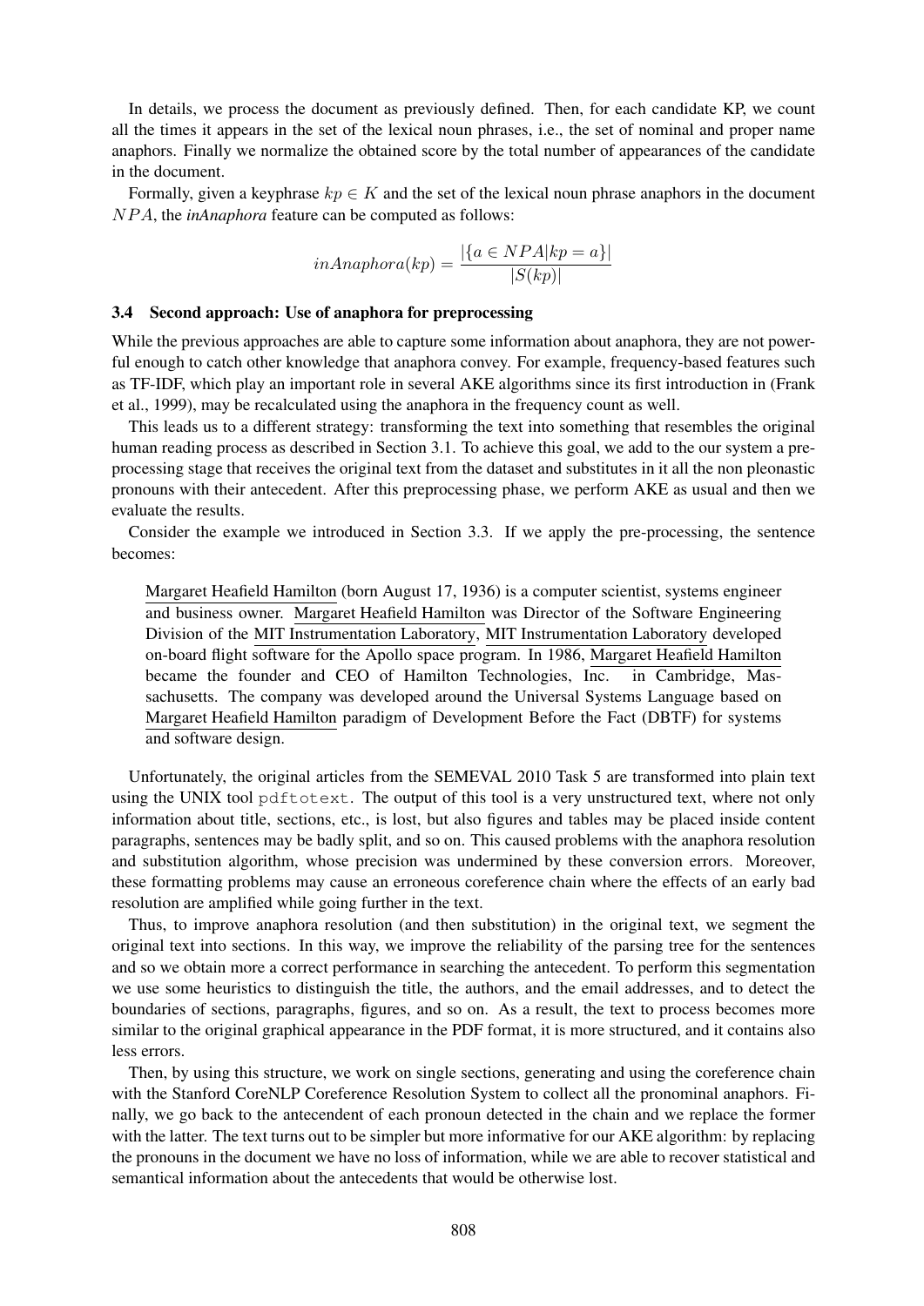In details, we process the document as previously defined. Then, for each candidate KP, we count all the times it appears in the set of the lexical noun phrases, i.e., the set of nominal and proper name anaphors. Finally we normalize the obtained score by the total number of appearances of the candidate in the document.

Formally, given a keyphrase $kp \in K$ and the set of the lexical noun phrase anaphors in the document $NPA$, the *inAnaphora* feature can be computed as follows:

$$inAnaphora(kp) = \frac{|\{a \in NPA | kp = a\}|}{|S(kp)|}$$

### 3.4 Second approach: Use of anaphora for preprocessing

While the previous approaches are able to capture some information about anaphora, they are not powerful enough to catch other knowledge that anaphora convey. For example, frequency-based features such as TF-IDF, which play an important role in several AKE algorithms since its first introduction in (Frank et al., 1999), may be recalculated using the anaphora in the frequency count as well.

This leads us to a different strategy: transforming the text into something that resembles the original human reading process as described in Section 3.1. To achieve this goal, we add to the our system a preprocessing stage that receives the original text from the dataset and substitutes in it all the non pleonastic pronouns with their antecedent. After this preprocessing phase, we perform AKE as usual and then we evaluate the results.

Consider the example we introduced in Section 3.3. If we apply the pre-processing, the sentence becomes:

> Margaret Heafield Hamilton (born August 17, 1936) is a computer scientist, systems engineer and business owner. Margaret Heafield Hamilton was Director of the Software Engineering Division of the MIT Instrumentation Laboratory, MIT Instrumentation Laboratory developed on-board flight software for the Apollo space program. In 1986, Margaret Heafield Hamilton became the founder and CEO of Hamilton Technologies, Inc. in Cambridge, Massachusetts. The company was developed around the Universal Systems Language based on Margaret Heafield Hamilton paradigm of Development Before the Fact (DBTF) for systems and software design.

Unfortunately, the original articles from the SEMEVAL 2010 Task 5 are transformed into plain text using the UNIX tool `pdftotext`. The output of this tool is a very unstructured text, where not only information about title, sections, etc., is lost, but also figures and tables may be placed inside content paragraphs, sentences may be badly split, and so on. This caused problems with the anaphora resolution and substitution algorithm, whose precision was undermined by these conversion errors. Moreover, these formatting problems may cause an erroneous coreference chain where the effects of an early bad resolution are amplified while going further in the text.

Thus, to improve anaphora resolution (and then substitution) in the original text, we segment the original text into sections. In this way, we improve the reliability of the parsing tree for the sentences and so we obtain more a correct performance in searching the antecedent. To perform this segmentation we use some heuristics to distinguish the title, the authors, and the email addresses, and to detect the boundaries of sections, paragraphs, figures, and so on. As a result, the text to process becomes more similar to the original graphical appearance in the PDF format, it is more structured, and it contains also less errors.

Then, by using this structure, we work on single sections, generating and using the coreference chain with the Stanford CoreNLP Coreference Resolution System to collect all the pronominal anaphors. Finally, we go back to the antecendent of each pronoun detected in the chain and we replace the former with the latter. The text turns out to be simpler but more informative for our AKE algorithm: by replacing the pronouns in the document we have no loss of information, while we are able to recover statistical and semantical information about the antecedents that would be otherwise lost.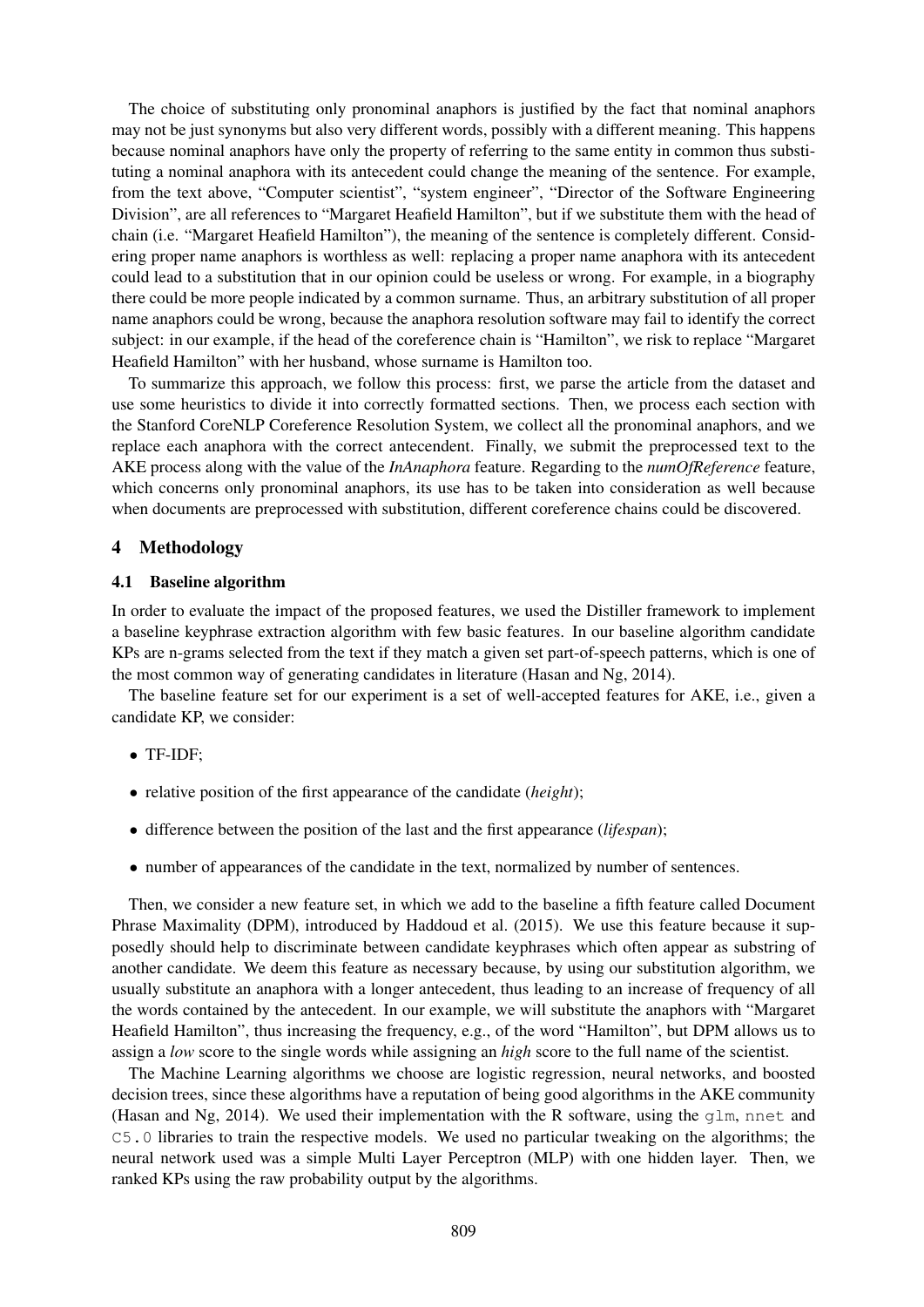The choice of substituting only pronominal anaphors is justified by the fact that nominal anaphors may not be just synonyms but also very different words, possibly with a different meaning. This happens because nominal anaphors have only the property of referring to the same entity in common thus substituting a nominal anaphora with its antecedent could change the meaning of the sentence. For example, from the text above, "Computer scientist", "system engineer", "Director of the Software Engineering Division", are all references to "Margaret Heafield Hamilton", but if we substitute them with the head of chain (i.e. "Margaret Heafield Hamilton"), the meaning of the sentence is completely different. Considering proper name anaphors is worthless as well: replacing a proper name anaphora with its antecedent could lead to a substitution that in our opinion could be useless or wrong. For example, in a biography there could be more people indicated by a common surname. Thus, an arbitrary substitution of all proper name anaphors could be wrong, because the anaphora resolution software may fail to identify the correct subject: in our example, if the head of the coreference chain is "Hamilton", we risk to replace "Margaret Heafield Hamilton" with her husband, whose surname is Hamilton too.

To summarize this approach, we follow this process: first, we parse the article from the dataset and use some heuristics to divide it into correctly formatted sections. Then, we process each section with the Stanford CoreNLP Coreference Resolution System, we collect all the pronominal anaphors, and we replace each anaphora with the correct antecedent. Finally, we submit the preprocessed text to the AKE process along with the value of the *InAnaphora* feature. Regarding to the *numOfReference* feature, which concerns only pronominal anaphors, its use has to be taken into consideration as well because when documents are preprocessed with substitution, different coreference chains could be discovered.

## 4 Methodology

### 4.1 Baseline algorithm

In order to evaluate the impact of the proposed features, we used the Distiller framework to implement a baseline keyphrase extraction algorithm with few basic features. In our baseline algorithm candidate KPs are n-grams selected from the text if they match a given set part-of-speech patterns, which is one of the most common way of generating candidates in literature (Hasan and Ng, 2014).

The baseline feature set for our experiment is a set of well-accepted features for AKE, i.e., given a candidate KP, we consider:

- TF-IDF;
- relative position of the first appearance of the candidate (*height*);
- difference between the position of the last and the first appearance (*lifespan*);
- number of appearances of the candidate in the text, normalized by number of sentences.

Then, we consider a new feature set, in which we add to the baseline a fifth feature called Document Phrase Maximality (DPM), introduced by Haddoud et al. (2015). We use this feature because it supposedly should help to discriminate between candidate keyphrases which often appear as substring of another candidate. We deem this feature as necessary because, by using our substitution algorithm, we usually substitute an anaphora with a longer antecedent, thus leading to an increase of frequency of all the words contained by the antecedent. In our example, we will substitute the anaphors with "Margaret Heafield Hamilton", thus increasing the frequency, e.g., of the word "Hamilton", but DPM allows us to assign a *low* score to the single words while assigning an *high* score to the full name of the scientist.

The Machine Learning algorithms we choose are logistic regression, neural networks, and boosted decision trees, since these algorithms have a reputation of being good algorithms in the AKE community (Hasan and Ng, 2014). We used their implementation with the R software, using the `glm`, `nnet` and `C5.0` libraries to train the respective models. We used no particular tweaking on the algorithms; the neural network used was a simple Multi Layer Perceptron (MLP) with one hidden layer. Then, we ranked KPs using the raw probability output by the algorithms.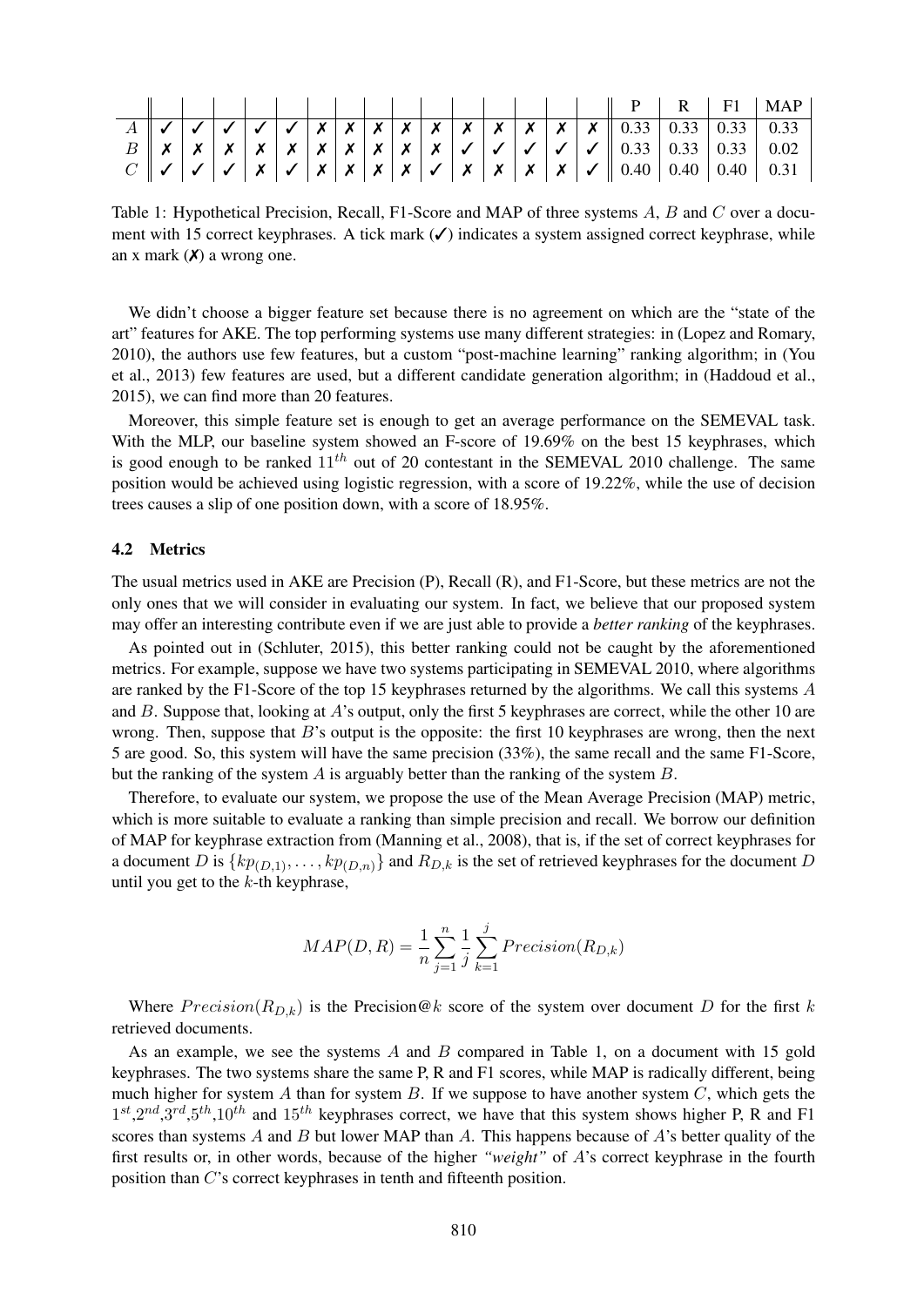| | | | | | | | | | | | | | | | | P | R | F1 | MAP |
|---|---|---|---|---|---|---|---|---|---|---|---|---|---|---|---|---|---|---|---|
| $A$ | ✓ | ✓ | ✓ | ✓ | ✓ | ✗ | ✗ | ✗ | ✗ | ✗ | ✗ | ✗ | ✗ | ✗ | ✗ | 0.33 | 0.33 | 0.33 | 0.33 |
| $B$ | ✗ | ✗ | ✗ | ✗ | ✗ | ✗ | ✗ | ✗ | ✗ | ✗ | ✓ | ✓ | ✓ | ✓ | ✓ | 0.33 | 0.33 | 0.33 | 0.02 |
| $C$ | ✓ | ✓ | ✓ | ✗ | ✓ | ✗ | ✗ | ✗ | ✗ | ✓ | ✗ | ✗ | ✗ | ✗ | ✓ | 0.40 | 0.40 | 0.40 | 0.31 |

Table 1: Hypothetical Precision, Recall, F1-Score and MAP of three systems $A$, $B$ and $C$ over a document with 15 correct keyphrases. A tick mark (✓) indicates a system assigned correct keyphrase, while an x mark (✗) a wrong one.

We didn't choose a bigger feature set because there is no agreement on which are the "state of the art" features for AKE. The top performing systems use many different strategies: in (Lopez and Romary, 2010), the authors use few features, but a custom "post-machine learning" ranking algorithm; in (You et al., 2013) few features are used, but a different candidate generation algorithm; in (Haddoud et al., 2015), we can find more than 20 features.

Moreover, this simple feature set is enough to get an average performance on the SEMEVAL task. With the MLP, our baseline system showed an F-score of 19.69% on the best 15 keyphrases, which is good enough to be ranked $11^{th}$ out of 20 contestant in the SEMEVAL 2010 challenge. The same position would be achieved using logistic regression, with a score of 19.22%, while the use of decision trees causes a slip of one position down, with a score of 18.95%.

### 4.2 Metrics

The usual metrics used in AKE are Precision (P), Recall (R), and F1-Score, but these metrics are not the only ones that we will consider in evaluating our system. In fact, we believe that our proposed system may offer an interesting contribute even if we are just able to provide a *better ranking* of the keyphrases.

As pointed out in (Schluter, 2015), this better ranking could not be caught by the aforementioned metrics. For example, suppose we have two systems participating in SEMEVAL 2010, where algorithms are ranked by the F1-Score of the top 15 keyphrases returned by the algorithms. We call this systems $A$ and $B$. Suppose that, looking at $A$'s output, only the first 5 keyphrases are correct, while the other 10 are wrong. Then, suppose that $B$'s output is the opposite: the first 10 keyphrases are wrong, then the next 5 are good. So, this system will have the same precision (33%), the same recall and the same F1-Score, but the ranking of the system $A$ is arguably better than the ranking of the system $B$.

Therefore, to evaluate our system, we propose the use of the Mean Average Precision (MAP) metric, which is more suitable to evaluate a ranking than simple precision and recall. We borrow our definition of MAP for keyphrase extraction from (Manning et al., 2008), that is, if the set of correct keyphrases for a document $D$ is $\{kp_{(D,1)}, \ldots, kp_{(D,n)}\}$ and $R_{D,k}$ is the set of retrieved keyphrases for the document $D$ until you get to the $k$-th keyphrase,

$$MAP(D, R) = \frac{1}{n} \sum_{j=1}^{n} \frac{1}{j} \sum_{k=1}^{j} Precision(R_{D,k})$$

Where $Precision(R_{D,k})$ is the Precision@$k$ score of the system over document $D$ for the first $k$ retrieved documents.

As an example, we see the systems $A$ and $B$ compared in Table 1, on a document with 15 gold keyphrases. The two systems share the same P, R and F1 scores, while MAP is radically different, being much higher for system $A$ than for system $B$. If we suppose to have another system $C$, which gets the $1^{st}$,$2^{nd}$,$3^{rd}$,$5^{th}$,$10^{th}$ and $15^{th}$ keyphrases correct, we have that this system shows higher P, R and F1 scores than systems $A$ and $B$ but lower MAP than $A$. This happens because of $A$'s better quality of the first results or, in other words, because of the higher *"weight"* of $A$'s correct keyphrase in the fourth position than $C$'s correct keyphrases in tenth and fifteenth position.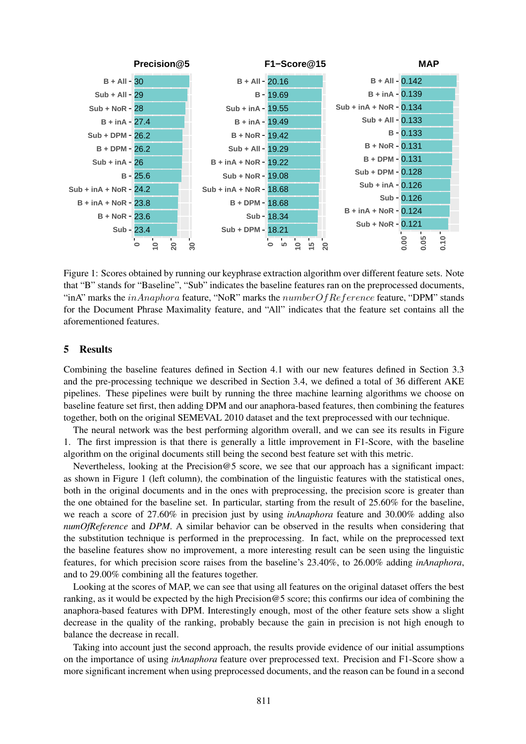Precision@5

B + All - 30
Sub + All - 29
Sub + NoR - 28
B + inA - 27.4
Sub + DPM - 26.2
B + DPM - 26.2
Sub + inA - 26
B - 25.6
Sub + inA + NoR - 24.2
B + inA + NoR - 23.8
B + NoR - 23.6
Sub - 23.4

0 10 20 30

F1−Score@15

B + All - 20.16
B - 19.69
Sub + inA - 19.55
B + inA - 19.49
B + NoR - 19.42
Sub + All - 19.29
B + inA + NoR - 19.22
Sub + NoR - 19.08
Sub + inA + NoR - 18.68
B + DPM - 18.68
Sub - 18.34
Sub + DPM - 18.21

0 5 10 15 20

MAP

B + All - 0.142
B + inA - 0.139
Sub + inA + NoR - 0.134
Sub + All - 0.133
B - 0.133
B + NoR - 0.131
B + DPM - 0.131
Sub + DPM - 0.128
Sub + inA - 0.126
Sub - 0.126
B + inA + NoR - 0.124
Sub + NoR - 0.121

0.00 0.05 0.10

Figure 1: Scores obtained by running our keyphrase extraction algorithm over different feature sets. Note that "B" stands for "Baseline", "Sub" indicates the baseline features ran on the preprocessed documents, "inA" marks the $inAnaphora$ feature, "NoR" marks the $numberOfReference$ feature, "DPM" stands for the Document Phrase Maximality feature, and "All" indicates that the feature set contains all the aforementioned features.

## 5 Results

Combining the baseline features defined in Section 4.1 with our new features defined in Section 3.3 and the pre-processing technique we described in Section 3.4, we defined a total of 36 different AKE pipelines. These pipelines were built by running the three machine learning algorithms we choose on baseline feature set first, then adding DPM and our anaphora-based features, then combining the features together, both on the original SEMEVAL 2010 dataset and the text preprocessed with our technique.

The neural network was the best performing algorithm overall, and we can see its results in Figure 1. The first impression is that there is generally a little improvement in F1-Score, with the baseline algorithm on the original documents still being the second best feature set with this metric.

Nevertheless, looking at the Precision@5 score, we see that our approach has a significant impact: as shown in Figure 1 (left column), the combination of the linguistic features with the statistical ones, both in the original documents and in the ones with preprocessing, the precision score is greater than the one obtained for the baseline set. In particular, starting from the result of 25.60% for the baseline, we reach a score of 27.60% in precision just by using *inAnaphora* feature and 30.00% adding also *numOfReference* and *DPM*. A similar behavior can be observed in the results when considering that the substitution technique is performed in the preprocessing. In fact, while on the preprocessed text the baseline features show no improvement, a more interesting result can be seen using the linguistic features, for which precision score raises from the baseline's 23.40%, to 26.00% adding *inAnaphora*, and to 29.00% combining all the features together.

Looking at the scores of MAP, we can see that using all features on the original dataset offers the best ranking, as it would be expected by the high Precision@5 score; this confirms our idea of combining the anaphora-based features with DPM. Interestingly enough, most of the other feature sets show a slight decrease in the quality of the ranking, probably because the gain in precision is not high enough to balance the decrease in recall.

Taking into account just the second approach, the results provide evidence of our initial assumptions on the importance of using *inAnaphora* feature over preprocessed text. Precision and F1-Score show a more significant increment when using preprocessed documents, and the reason can be found in a second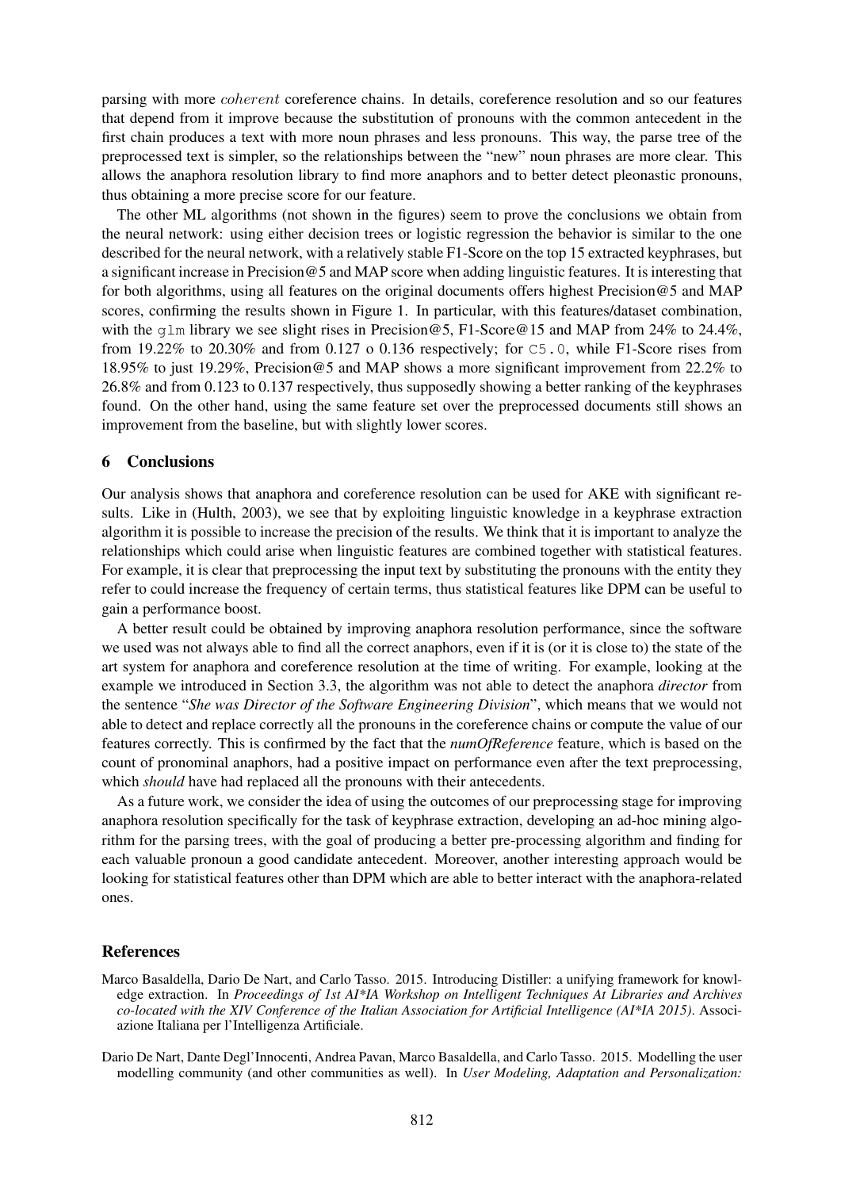parsing with more *coherent* coreference chains. In details, coreference resolution and so our features that depend from it improve because the substitution of pronouns with the common antecedent in the first chain produces a text with more noun phrases and less pronouns. This way, the parse tree of the preprocessed text is simpler, so the relationships between the "new" noun phrases are more clear. This allows the anaphora resolution library to find more anaphors and to better detect pleonastic pronouns, thus obtaining a more precise score for our feature.

The other ML algorithms (not shown in the figures) seem to prove the conclusions we obtain from the neural network: using either decision trees or logistic regression the behavior is similar to the one described for the neural network, with a relatively stable F1-Score on the top 15 extracted keyphrases, but a significant increase in Precision@5 and MAP score when adding linguistic features. It is interesting that for both algorithms, using all features on the original documents offers highest Precision@5 and MAP scores, confirming the results shown in Figure 1. In particular, with this features/dataset combination, with the `glm` library we see slight rises in Precision@5, F1-Score@15 and MAP from 24% to 24.4%, from 19.22% to 20.30% and from 0.127 o 0.136 respectively; for `C5.0`, while F1-Score rises from 18.95% to just 19.29%, Precision@5 and MAP shows a more significant improvement from 22.2% to 26.8% and from 0.123 to 0.137 respectively, thus supposedly showing a better ranking of the keyphrases found. On the other hand, using the same feature set over the preprocessed documents still shows an improvement from the baseline, but with slightly lower scores.

## 6 Conclusions

Our analysis shows that anaphora and coreference resolution can be used for AKE with significant results. Like in (Hulth, 2003), we see that by exploiting linguistic knowledge in a keyphrase extraction algorithm it is possible to increase the precision of the results. We think that it is important to analyze the relationships which could arise when linguistic features are combined together with statistical features. For example, it is clear that preprocessing the input text by substituting the pronouns with the entity they refer to could increase the frequency of certain terms, thus statistical features like DPM can be useful to gain a performance boost.

A better result could be obtained by improving anaphora resolution performance, since the software we used was not always able to find all the correct anaphors, even if it is (or it is close to) the state of the art system for anaphora and coreference resolution at the time of writing. For example, looking at the example we introduced in Section 3.3, the algorithm was not able to detect the anaphora *director* from the sentence "*She was Director of the Software Engineering Division*", which means that we would not able to detect and replace correctly all the pronouns in the coreference chains or compute the value of our features correctly. This is confirmed by the fact that the *numOfReference* feature, which is based on the count of pronominal anaphors, had a positive impact on performance even after the text preprocessing, which *should* have had replaced all the pronouns with their antecedents.

As a future work, we consider the idea of using the outcomes of our preprocessing stage for improving anaphora resolution specifically for the task of keyphrase extraction, developing an ad-hoc mining algorithm for the parsing trees, with the goal of producing a better pre-processing algorithm and finding for each valuable pronoun a good candidate antecedent. Moreover, another interesting approach would be looking for statistical features other than DPM which are able to better interact with the anaphora-related ones.

## References

Marco Basaldella, Dario De Nart, and Carlo Tasso. 2015. Introducing Distiller: a unifying framework for knowledge extraction. In *Proceedings of 1st AI*IA Workshop on Intelligent Techniques At Libraries and Archives co-located with the XIV Conference of the Italian Association for Artificial Intelligence (AI*IA 2015)*. Associazione Italiana per l'Intelligenza Artificiale.

Dario De Nart, Dante Degl'Innocenti, Andrea Pavan, Marco Basaldella, and Carlo Tasso. 2015. Modelling the user modelling community (and other communities as well). In *User Modeling, Adaptation and Personalization:*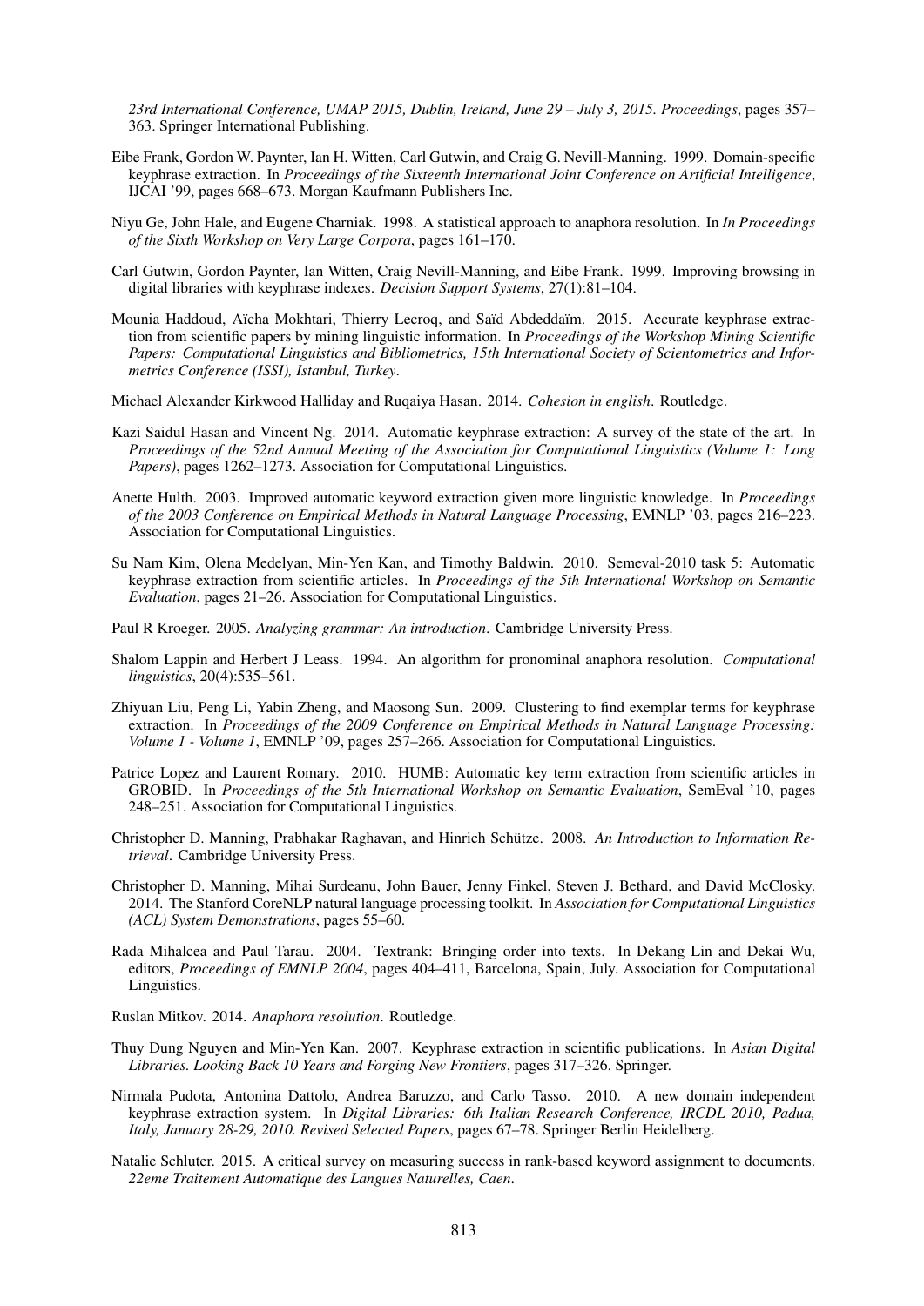*23rd International Conference, UMAP 2015, Dublin, Ireland, June 29 – July 3, 2015. Proceedings*, pages 357–363. Springer International Publishing.

Eibe Frank, Gordon W. Paynter, Ian H. Witten, Carl Gutwin, and Craig G. Nevill-Manning. 1999. Domain-specific keyphrase extraction. In *Proceedings of the Sixteenth International Joint Conference on Artificial Intelligence*, IJCAI '99, pages 668–673. Morgan Kaufmann Publishers Inc.

Niyu Ge, John Hale, and Eugene Charniak. 1998. A statistical approach to anaphora resolution. In *In Proceedings of the Sixth Workshop on Very Large Corpora*, pages 161–170.

Carl Gutwin, Gordon Paynter, Ian Witten, Craig Nevill-Manning, and Eibe Frank. 1999. Improving browsing in digital libraries with keyphrase indexes. *Decision Support Systems*, 27(1):81–104.

Mounia Haddoud, Aïcha Mokhtari, Thierry Lecroq, and Saïd Abdeddaïm. 2015. Accurate keyphrase extraction from scientific papers by mining linguistic information. In *Proceedings of the Workshop Mining Scientific Papers: Computational Linguistics and Bibliometrics, 15th International Society of Scientometrics and Informetrics Conference (ISSI), Istanbul, Turkey*.

Michael Alexander Kirkwood Halliday and Ruqaiya Hasan. 2014. *Cohesion in english*. Routledge.

Kazi Saidul Hasan and Vincent Ng. 2014. Automatic keyphrase extraction: A survey of the state of the art. In *Proceedings of the 52nd Annual Meeting of the Association for Computational Linguistics (Volume 1: Long Papers)*, pages 1262–1273. Association for Computational Linguistics.

Anette Hulth. 2003. Improved automatic keyword extraction given more linguistic knowledge. In *Proceedings of the 2003 Conference on Empirical Methods in Natural Language Processing*, EMNLP '03, pages 216–223. Association for Computational Linguistics.

Su Nam Kim, Olena Medelyan, Min-Yen Kan, and Timothy Baldwin. 2010. Semeval-2010 task 5: Automatic keyphrase extraction from scientific articles. In *Proceedings of the 5th International Workshop on Semantic Evaluation*, pages 21–26. Association for Computational Linguistics.

Paul R Kroeger. 2005. *Analyzing grammar: An introduction*. Cambridge University Press.

Shalom Lappin and Herbert J Leass. 1994. An algorithm for pronominal anaphora resolution. *Computational linguistics*, 20(4):535–561.

Zhiyuan Liu, Peng Li, Yabin Zheng, and Maosong Sun. 2009. Clustering to find exemplar terms for keyphrase extraction. In *Proceedings of the 2009 Conference on Empirical Methods in Natural Language Processing: Volume 1 - Volume 1*, EMNLP '09, pages 257–266. Association for Computational Linguistics.

Patrice Lopez and Laurent Romary. 2010. HUMB: Automatic key term extraction from scientific articles in GROBID. In *Proceedings of the 5th International Workshop on Semantic Evaluation*, SemEval '10, pages 248–251. Association for Computational Linguistics.

Christopher D. Manning, Prabhakar Raghavan, and Hinrich Schütze. 2008. *An Introduction to Information Retrieval*. Cambridge University Press.

Christopher D. Manning, Mihai Surdeanu, John Bauer, Jenny Finkel, Steven J. Bethard, and David McClosky. 2014. The Stanford CoreNLP natural language processing toolkit. In *Association for Computational Linguistics (ACL) System Demonstrations*, pages 55–60.

Rada Mihalcea and Paul Tarau. 2004. Textrank: Bringing order into texts. In Dekang Lin and Dekai Wu, editors, *Proceedings of EMNLP 2004*, pages 404–411, Barcelona, Spain, July. Association for Computational Linguistics.

Ruslan Mitkov. 2014. *Anaphora resolution*. Routledge.

Thuy Dung Nguyen and Min-Yen Kan. 2007. Keyphrase extraction in scientific publications. In *Asian Digital Libraries. Looking Back 10 Years and Forging New Frontiers*, pages 317–326. Springer.

Nirmala Pudota, Antonina Dattolo, Andrea Baruzzo, and Carlo Tasso. 2010. A new domain independent keyphrase extraction system. In *Digital Libraries: 6th Italian Research Conference, IRCDL 2010, Padua, Italy, January 28-29, 2010. Revised Selected Papers*, pages 67–78. Springer Berlin Heidelberg.

Natalie Schluter. 2015. A critical survey on measuring success in rank-based keyword assignment to documents. *22eme Traitement Automatique des Langues Naturelles, Caen*.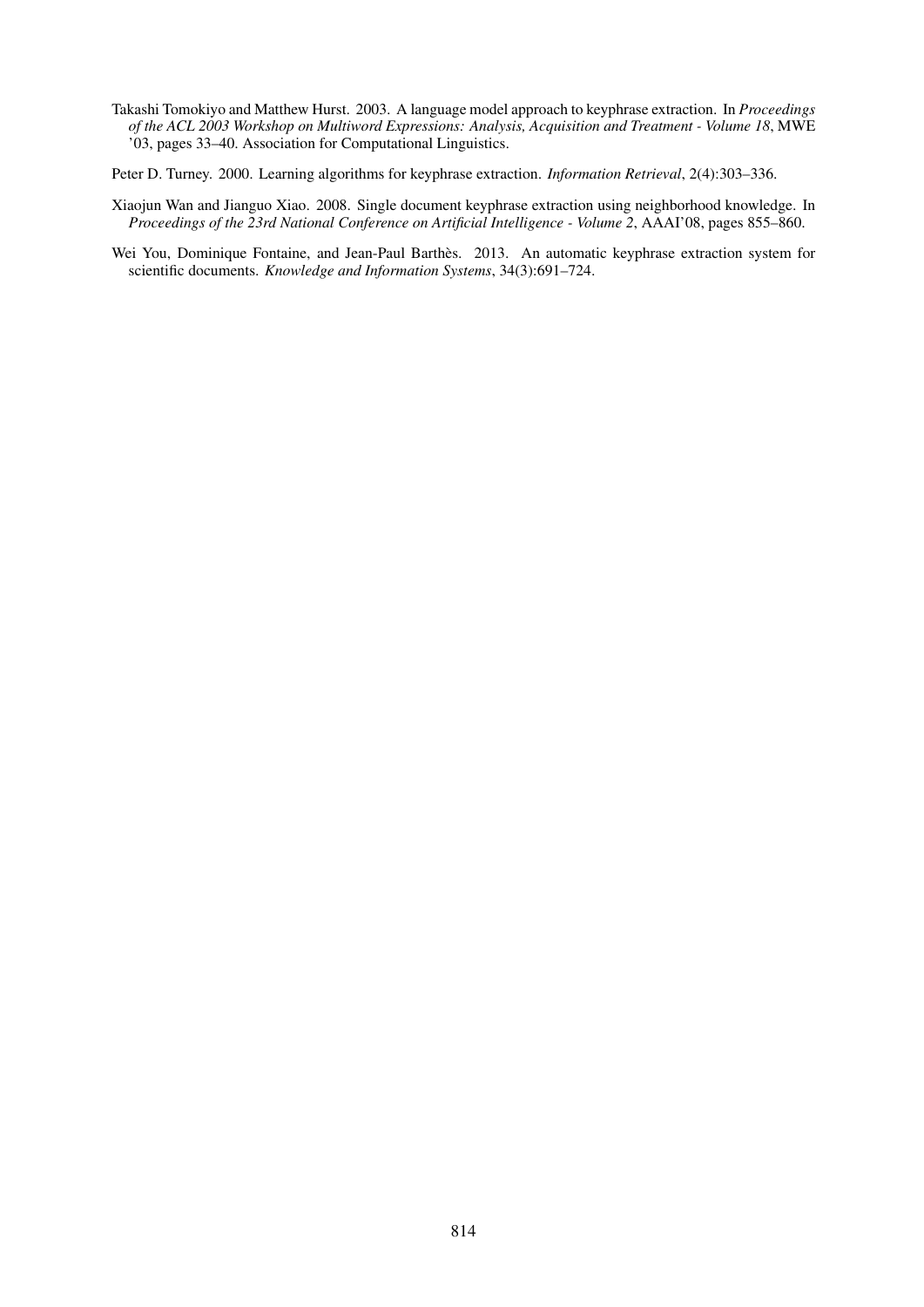Takashi Tomokiyo and Matthew Hurst. 2003. A language model approach to keyphrase extraction. In *Proceedings of the ACL 2003 Workshop on Multiword Expressions: Analysis, Acquisition and Treatment - Volume 18*, MWE '03, pages 33–40. Association for Computational Linguistics.

Peter D. Turney. 2000. Learning algorithms for keyphrase extraction. *Information Retrieval*, 2(4):303–336.

Xiaojun Wan and Jianguo Xiao. 2008. Single document keyphrase extraction using neighborhood knowledge. In *Proceedings of the 23rd National Conference on Artificial Intelligence - Volume 2*, AAAI'08, pages 855–860.

Wei You, Dominique Fontaine, and Jean-Paul Barthès. 2013. An automatic keyphrase extraction system for scientific documents. *Knowledge and Information Systems*, 34(3):691–724.